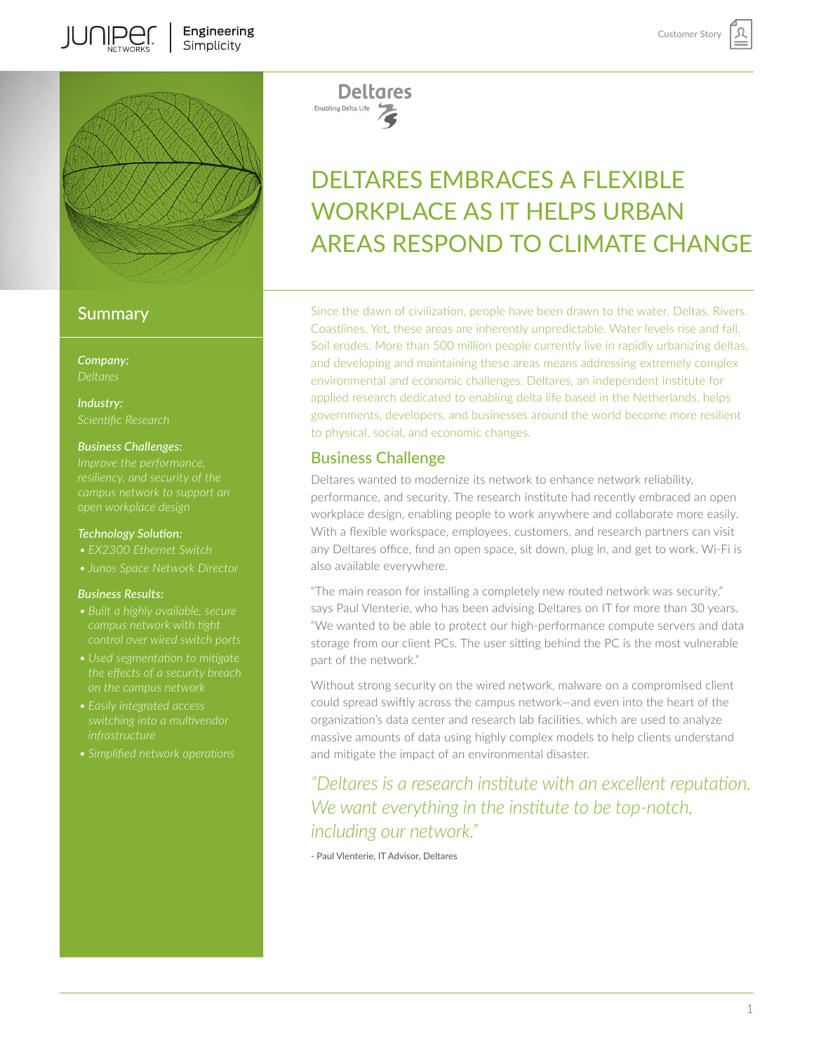# DELTARES EMBRACES A FLEXIBLE WORKPLACE AS IT HELPS URBAN AREAS RESPOND TO CLIMATE CHANGE

## Summary

***Company:***
*Deltares*

***Industry:***
*Scientific Research*

***Business Challenges:***
*Improve the performance, resiliency, and security of the campus network to support an open workplace design*

***Technology Solution:***
- *EX2300 Ethernet Switch*
- *Junos Space Network Director*

***Business Results:***
- *Built a highly available, secure campus network with tight control over wired switch ports*
- *Used segmentation to mitigate the effects of a security breach on the campus network*
- *Easily integrated access switching into a multivendor infrastructure*
- *Simplified network operations*

Since the dawn of civilization, people have been drawn to the water. Deltas. Rivers. Coastlines. Yet, these areas are inherently unpredictable. Water levels rise and fall. Soil erodes. More than 500 million people currently live in rapidly urbanizing deltas, and developing and maintaining these areas means addressing extremely complex environmental and economic challenges. Deltares, an independent institute for applied research dedicated to enabling delta life based in the Netherlands, helps governments, developers, and businesses around the world become more resilient to physical, social, and economic changes.

## Business Challenge

Deltares wanted to modernize its network to enhance network reliability, performance, and security. The research institute had recently embraced an open workplace design, enabling people to work anywhere and collaborate more easily. With a flexible workspace, employees, customers, and research partners can visit any Deltares office, find an open space, sit down, plug in, and get to work. Wi-Fi is also available everywhere.

"The main reason for installing a completely new routed network was security," says Paul Vlenterie, who has been advising Deltares on IT for more than 30 years. "We wanted to be able to protect our high-performance compute servers and data storage from our client PCs. The user sitting behind the PC is the most vulnerable part of the network."

Without strong security on the wired network, malware on a compromised client could spread swiftly across the campus network—and even into the heart of the organization's data center and research lab facilities, which are used to analyze massive amounts of data using highly complex models to help clients understand and mitigate the impact of an environmental disaster.

*"Deltares is a research institute with an excellent reputation. We want everything in the institute to be top-notch, including our network."*

- Paul Vlenterie, IT Advisor, Deltares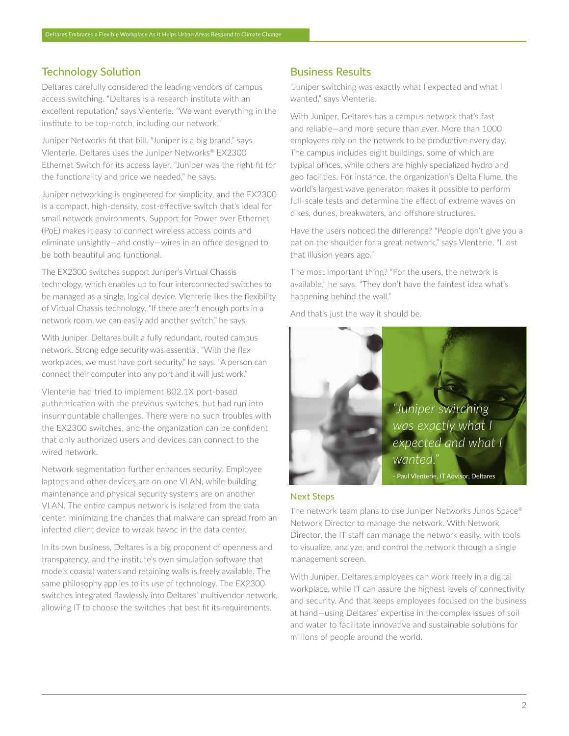## Technology Solution

Deltares carefully considered the leading vendors of campus access switching. "Deltares is a research institute with an excellent reputation," says Vlenterie. "We want everything in the institute to be top-notch, including our network."

Juniper Networks fit that bill. "Juniper is a big brand," says Vlenterie. Deltares uses the Juniper Networks® EX2300 Ethernet Switch for its access layer. "Juniper was the right fit for the functionality and price we needed," he says.

Juniper networking is engineered for simplicity, and the EX2300 is a compact, high-density, cost-effective switch that's ideal for small network environments. Support for Power over Ethernet (PoE) makes it easy to connect wireless access points and eliminate unsightly—and costly—wires in an office designed to be both beautiful and functional.

The EX2300 switches support Juniper's Virtual Chassis technology, which enables up to four interconnected switches to be managed as a single, logical device. Vlenterie likes the flexibility of Virtual Chassis technology. "If there aren't enough ports in a network room, we can easily add another switch," he says.

With Juniper, Deltares built a fully redundant, routed campus network. Strong edge security was essential. "With the flex workplaces, we must have port security," he says. "A person can connect their computer into any port and it will just work."

Vlenterie had tried to implement 802.1X port-based authentication with the previous switches, but had run into insurmountable challenges. There were no such troubles with the EX2300 switches, and the organization can be confident that only authorized users and devices can connect to the wired network.

Network segmentation further enhances security. Employee laptops and other devices are on one VLAN, while building maintenance and physical security systems are on another VLAN. The entire campus network is isolated from the data center, minimizing the chances that malware can spread from an infected client device to wreak havoc in the data center.

In its own business, Deltares is a big proponent of openness and transparency, and the institute's own simulation software that models coastal waters and retaining walls is freely available. The same philosophy applies to its use of technology. The EX2300 switches integrated flawlessly into Deltares' multivendor network, allowing IT to choose the switches that best fit its requirements.

## Business Results

"Juniper switching was exactly what I expected and what I wanted," says Vlenterie.

With Juniper, Deltares has a campus network that's fast and reliable—and more secure than ever. More than 1000 employees rely on the network to be productive every day. The campus includes eight buildings, some of which are typical offices, while others are highly specialized hydro and geo facilities. For instance, the organization's Delta Flume, the world's largest wave generator, makes it possible to perform full-scale tests and determine the effect of extreme waves on dikes, dunes, breakwaters, and offshore structures.

Have the users noticed the difference? "People don't give you a pat on the shoulder for a great network," says Vlenterie. "I lost that illusion years ago."

The most important thing? "For the users, the network is available," he says. "They don't have the faintest idea what's happening behind the wall."

And that's just the way it should be.

*"Juniper switching was exactly what I expected and what I wanted."*

\- Paul Vlenterie, IT Advisor, Deltares

### Next Steps

The network team plans to use Juniper Networks Junos Space® Network Director to manage the network. With Network Director, the IT staff can manage the network easily, with tools to visualize, analyze, and control the network through a single management screen.

With Juniper, Deltares employees can work freely in a digital workplace, while IT can assure the highest levels of connectivity and security. And that keeps employees focused on the business at hand—using Deltares' expertise in the complex issues of soil and water to facilitate innovative and sustainable solutions for millions of people around the world.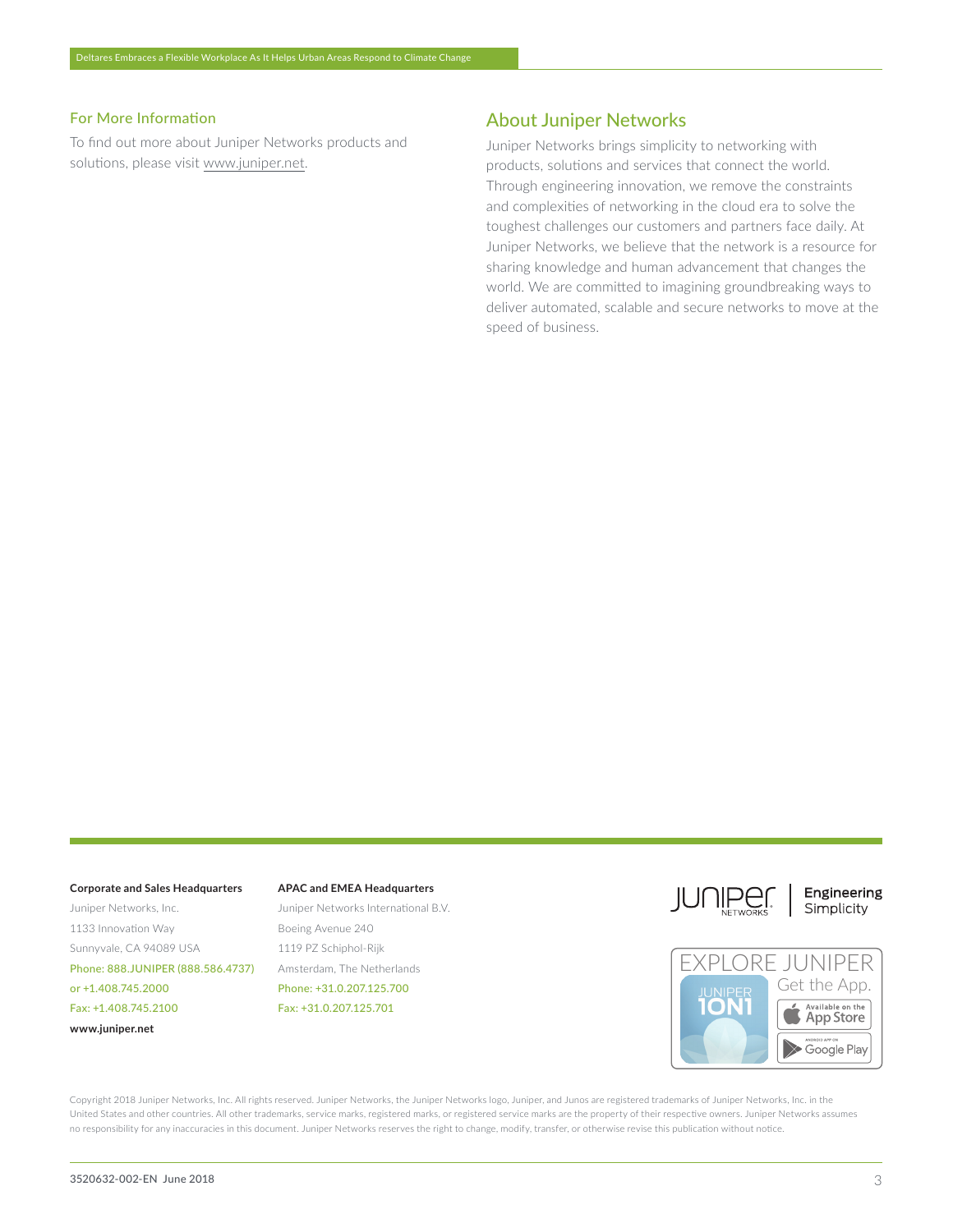### For More Information

To find out more about Juniper Networks products and solutions, please visit www.juniper.net.

## About Juniper Networks

Juniper Networks brings simplicity to networking with products, solutions and services that connect the world. Through engineering innovation, we remove the constraints and complexities of networking in the cloud era to solve the toughest challenges our customers and partners face daily. At Juniper Networks, we believe that the network is a resource for sharing knowledge and human advancement that changes the world. We are committed to imagining groundbreaking ways to deliver automated, scalable and secure networks to move at the speed of business.

**Corporate and Sales Headquarters**

Juniper Networks, Inc.
1133 Innovation Way
Sunnyvale, CA 94089 USA
Phone: 888.JUNIPER (888.586.4737)
or +1.408.745.2000
Fax: +1.408.745.2100
**www.juniper.net**

**APAC and EMEA Headquarters**

Juniper Networks International B.V.
Boeing Avenue 240
1119 PZ Schiphol-Rijk
Amsterdam, The Netherlands
Phone: +31.0.207.125.700
Fax: +31.0.207.125.701

Engineering Simplicity

EXPLORE JUNIPER
Get the App.

Copyright 2018 Juniper Networks, Inc. All rights reserved. Juniper Networks, the Juniper Networks logo, Juniper, and Junos are registered trademarks of Juniper Networks, Inc. in the United States and other countries. All other trademarks, service marks, registered marks, or registered service marks are the property of their respective owners. Juniper Networks assumes no responsibility for any inaccuracies in this document. Juniper Networks reserves the right to change, modify, transfer, or otherwise revise this publication without notice.

3520632-002-EN June 2018